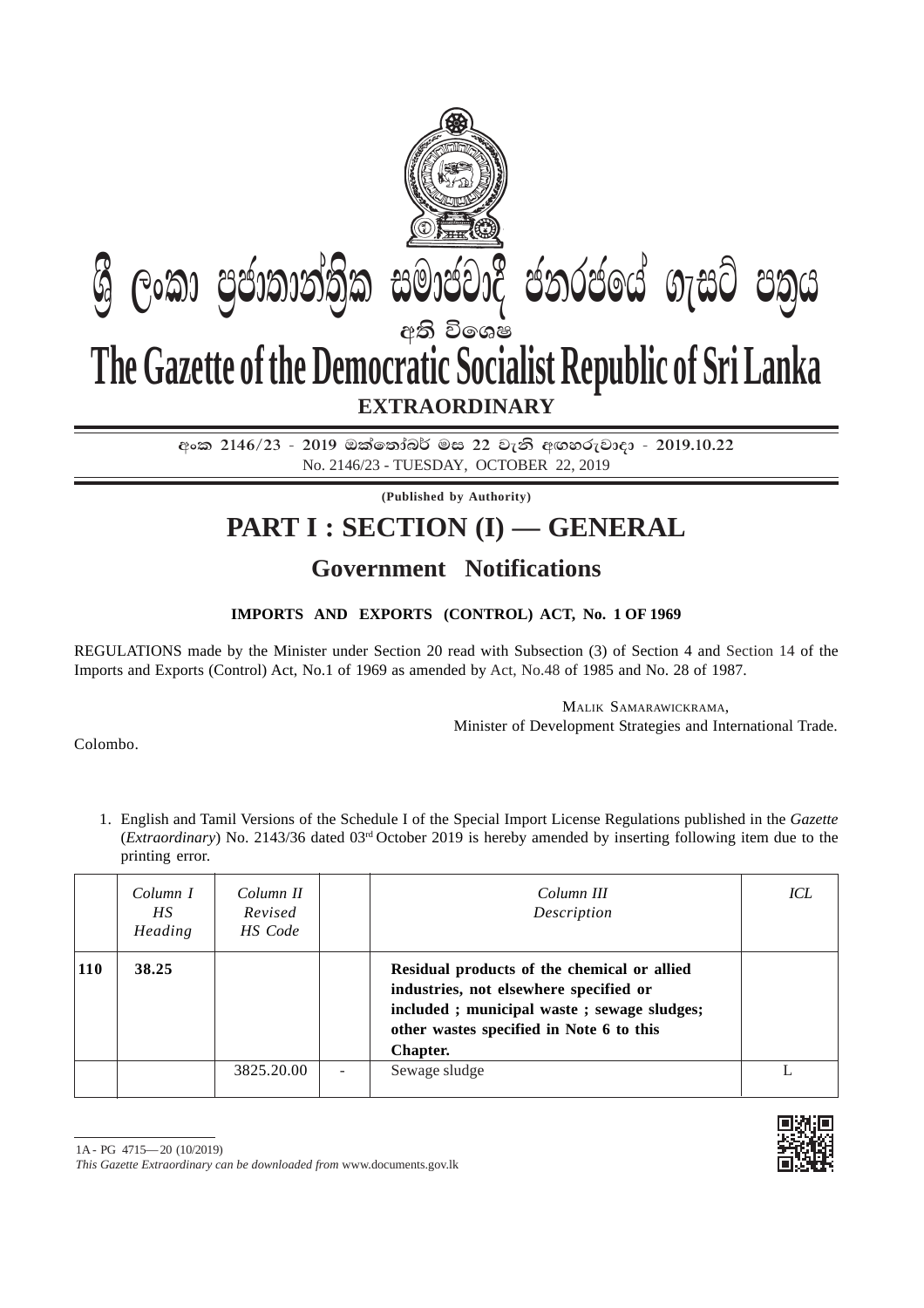# ශ්‍රී ලංකා ප්‍රජාතාන්ත්‍රික සමාජවාදී ජනරජයේ ගැසට් පත්‍රය

අති විශෙෂ

# The Gazette of the Democratic Socialist Republic of Sri Lanka

## EXTRAORDINARY

අංක 2146/23 - 2019 ඔක්තෝබර් මස 22 වැනි අඟහරුවාදා - 2019.10.22

No. 2146/23 - TUESDAY, OCTOBER 22, 2019

**(Published by Authority)**

# PART I : SECTION (I) — GENERAL

## Government Notifications

### IMPORTS AND EXPORTS (CONTROL) ACT, No. 1 OF 1969

REGULATIONS made by the Minister under Section 20 read with Subsection (3) of Section 4 and Section 14 of the Imports and Exports (Control) Act, No.1 of 1969 as amended by Act, No.48 of 1985 and No. 28 of 1987.

MALIK SAMARAWICKRAMA,
Minister of Development Strategies and International Trade.

Colombo.

1. English and Tamil Versions of the Schedule I of the Special Import License Regulations published in the *Gazette* (*Extraordinary*) No. 2143/36 dated 03rd October 2019 is hereby amended by inserting following item due to the printing error.

| | *Column I HS Heading* | *Column II Revised HS Code* | | *Column III Description* | *ICL* |
|---|---|---|---|---|---|
| **110** | **38.25** | | | **Residual products of the chemical or allied industries, not elsewhere specified or included ; municipal waste ; sewage sludges; other wastes specified in Note 6 to this Chapter.** | |
| | | 3825.20.00 | - | Sewage sludge | L |

1A - PG 4715— 20 (10/2019)

*This Gazette Extraordinary can be downloaded from* www.documents.gov.lk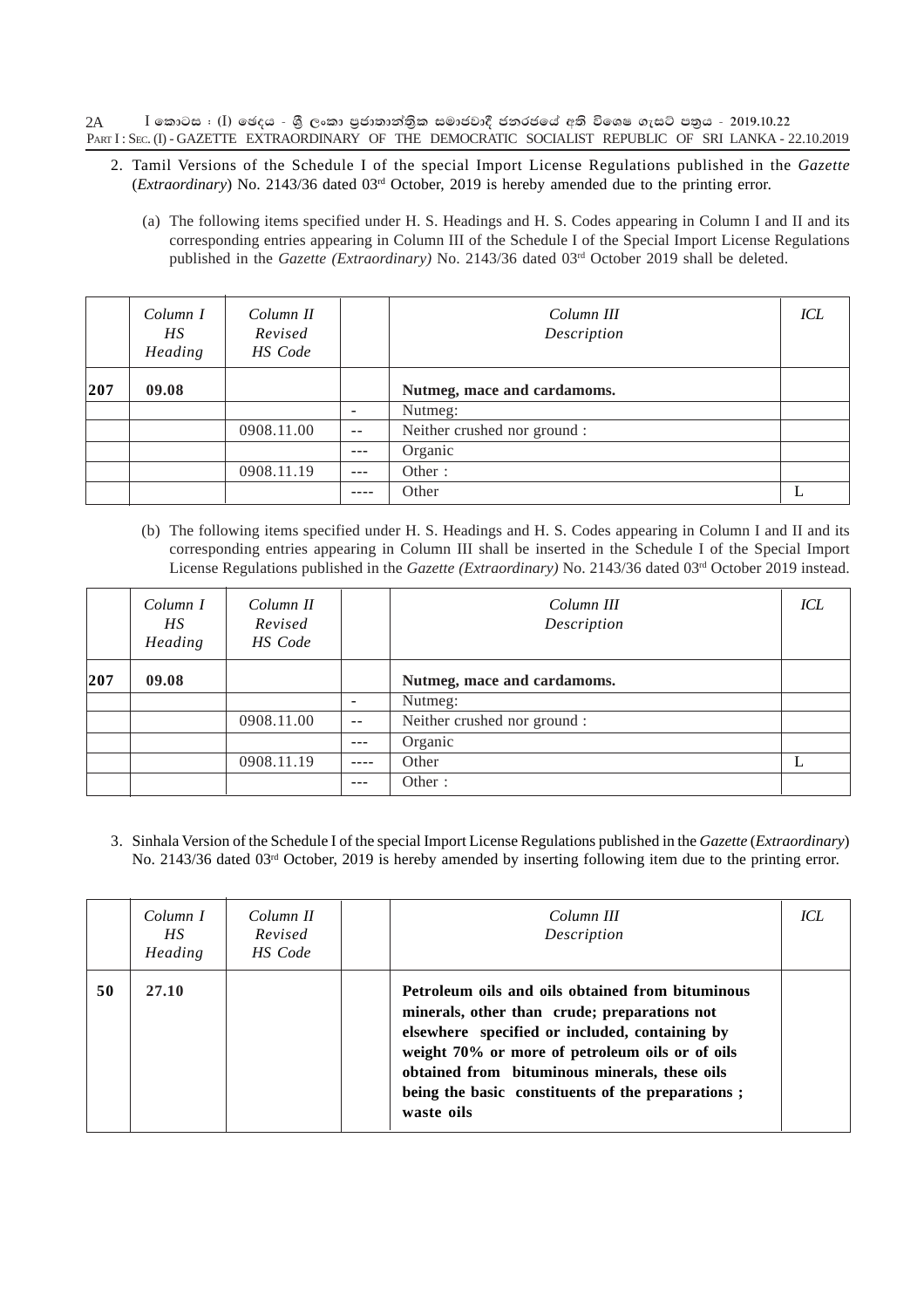2. Tamil Versions of the Schedule I of the special Import License Regulations published in the *Gazette* (*Extraordinary*) No. 2143/36 dated 03rd October, 2019 is hereby amended due to the printing error.

(a) The following items specified under H. S. Headings and H. S. Codes appearing in Column I and II and its corresponding entries appearing in Column III of the Schedule I of the Special Import License Regulations published in the *Gazette (Extraordinary)* No. 2143/36 dated 03rd October 2019 shall be deleted.

| | *Column I HS Heading* | *Column II Revised HS Code* | | *Column III Description* | *ICL* |
|---|---|---|---|---|---|
| **207** | **09.08** | | | **Nutmeg, mace and cardamoms.** | |
| | | | - | Nutmeg: | |
| | | 0908.11.00 | -- | Neither crushed nor ground : | |
| | | | --- | Organic | |
| | | 0908.11.19 | --- | Other : | |
| | | | ---- | Other | L |

(b) The following items specified under H. S. Headings and H. S. Codes appearing in Column I and II and its corresponding entries appearing in Column III shall be inserted in the Schedule I of the Special Import License Regulations published in the *Gazette (Extraordinary)* No. 2143/36 dated 03rd October 2019 instead.

| | *Column I HS Heading* | *Column II Revised HS Code* | | *Column III Description* | *ICL* |
|---|---|---|---|---|---|
| **207** | **09.08** | | | **Nutmeg, mace and cardamoms.** | |
| | | | - | Nutmeg: | |
| | | 0908.11.00 | -- | Neither crushed nor ground : | |
| | | | --- | Organic | |
| | | 0908.11.19 | ---- | Other | L |
| | | | --- | Other : | |

3. Sinhala Version of the Schedule I of the special Import License Regulations published in the *Gazette* (*Extraordinary*) No. 2143/36 dated 03rd October, 2019 is hereby amended by inserting following item due to the printing error.

| | *Column I HS Heading* | *Column II Revised HS Code* | | *Column III Description* | *ICL* |
|---|---|---|---|---|---|
| **50** | **27.10** | | | **Petroleum oils and oils obtained from bituminous minerals, other than crude; preparations not elsewhere specified or included, containing by weight 70% or more of petroleum oils or of oils obtained from bituminous minerals, these oils being the basic constituents of the preparations ; waste oils** | |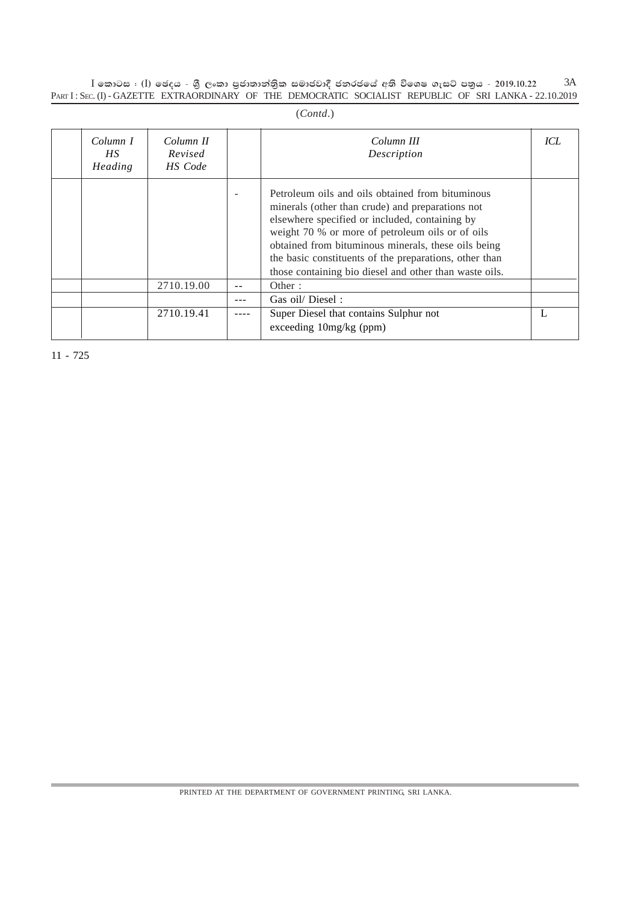(*Contd.*)

| | *Column I HS Heading* | *Column II Revised HS Code* | | *Column III Description* | *ICL* |
|---|---|---|---|---|---|
| | | | - | Petroleum oils and oils obtained from bituminous minerals (other than crude) and preparations not elsewhere specified or included, containing by weight 70 % or more of petroleum oils or of oils obtained from bituminous minerals, these oils being the basic constituents of the preparations, other than those containing bio diesel and other than waste oils. | |
| | | 2710.19.00 | -- | Other : | |
| | | | --- | Gas oil/ Diesel : | |
| | | 2710.19.41 | ---- | Super Diesel that contains Sulphur not exceeding 10mg/kg (ppm) | L |

11 - 725

PRINTED AT THE DEPARTMENT OF GOVERNMENT PRINTING, SRI LANKA.